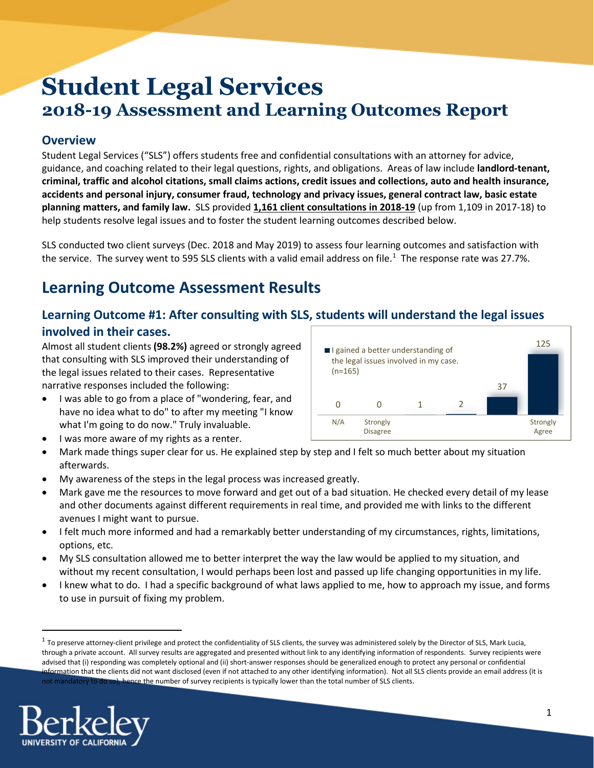# Student Legal Services

## 2018-19 Assessment and Learning Outcomes Report

### Overview

Student Legal Services ("SLS") offers students free and confidential consultations with an attorney for advice, guidance, and coaching related to their legal questions, rights, and obligations. Areas of law include **landlord-tenant, criminal, traffic and alcohol citations, small claims actions, credit issues and collections, auto and health insurance, accidents and personal injury, consumer fraud, technology and privacy issues, general contract law, basic estate planning matters, and family law.** SLS provided **1,161 client consultations in 2018-19** (up from 1,109 in 2017-18) to help students resolve legal issues and to foster the student learning outcomes described below.

SLS conducted two client surveys (Dec. 2018 and May 2019) to assess four learning outcomes and satisfaction with the service. The survey went to 595 SLS clients with a valid email address on file.[1] The response rate was 27.7%.

## Learning Outcome Assessment Results

### Learning Outcome #1: After consulting with SLS, students will understand the legal issues involved in their cases.

Almost all student clients **(98.2%)** agreed or strongly agreed that consulting with SLS improved their understanding of the legal issues related to their cases. Representative narrative responses included the following:

I gained a better understanding of the legal issues involved in my case. (n=165)

| N/A | Strongly Disagree | | | | Strongly Agree |
|---|---|---|---|---|---|
| 0 | 0 | 1 | 2 | 37 | 125 |

- I was able to go from a place of "wondering, fear, and have no idea what to do" to after my meeting "I know what I'm going to do now." Truly invaluable.
- I was more aware of my rights as a renter.
- Mark made things super clear for us. He explained step by step and I felt so much better about my situation afterwards.
- My awareness of the steps in the legal process was increased greatly.
- Mark gave me the resources to move forward and get out of a bad situation. He checked every detail of my lease and other documents against different requirements in real time, and provided me with links to the different avenues I might want to pursue.
- I felt much more informed and had a remarkably better understanding of my circumstances, rights, limitations, options, etc.
- My SLS consultation allowed me to better interpret the way the law would be applied to my situation, and without my recent consultation, I would perhaps been lost and passed up life changing opportunities in my life.
- I knew what to do. I had a specific background of what laws applied to me, how to approach my issue, and forms to use in pursuit of fixing my problem.

[1] To preserve attorney-client privilege and protect the confidentiality of SLS clients, the survey was administered solely by the Director of SLS, Mark Lucia, through a private account. All survey results are aggregated and presented without link to any identifying information of respondents. Survey recipients were advised that (i) responding was completely optional and (ii) short-answer responses should be generalized enough to protect any personal or confidential information that the clients did not want disclosed (even if not attached to any other identifying information). Not all SLS clients provide an email address (it is not mandatory to do so), hence the number of survey recipients is typically lower than the total number of SLS clients.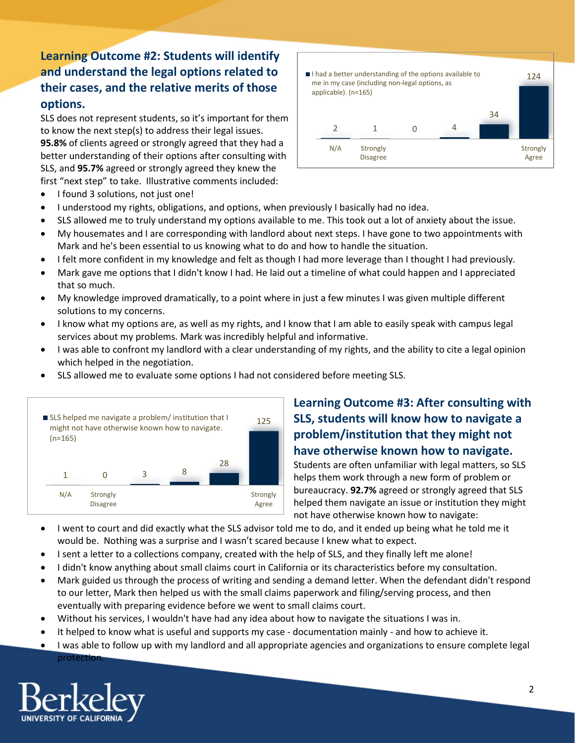## Learning Outcome #2: Students will identify and understand the legal options related to their cases, and the relative merits of those options.

SLS does not represent students, so it's important for them to know the next step(s) to address their legal issues. **95.8%** of clients agreed or strongly agreed that they had a better understanding of their options after consulting with SLS, and **95.7%** agreed or strongly agreed they knew the first "next step" to take. Illustrative comments included:

| I had a better understanding of the options available to me in my case (including non-legal options, as applicable). (n=165) | |
|---|---|
| N/A | 2 |
| Strongly Disagree | 1 |
| | 0 |
| | 4 |
| | 34 |
| Strongly Agree | 124 |

- I found 3 solutions, not just one!
- I understood my rights, obligations, and options, when previously I basically had no idea.
- SLS allowed me to truly understand my options available to me. This took out a lot of anxiety about the issue.
- My housemates and I are corresponding with landlord about next steps. I have gone to two appointments with Mark and he's been essential to us knowing what to do and how to handle the situation.
- I felt more confident in my knowledge and felt as though I had more leverage than I thought I had previously.
- Mark gave me options that I didn't know I had. He laid out a timeline of what could happen and I appreciated that so much.
- My knowledge improved dramatically, to a point where in just a few minutes I was given multiple different solutions to my concerns.
- I know what my options are, as well as my rights, and I know that I am able to easily speak with campus legal services about my problems. Mark was incredibly helpful and informative.
- I was able to confront my landlord with a clear understanding of my rights, and the ability to cite a legal opinion which helped in the negotiation.
- SLS allowed me to evaluate some options I had not considered before meeting SLS.

## Learning Outcome #3: After consulting with SLS, students will know how to navigate a problem/institution that they might not have otherwise known how to navigate.

Students are often unfamiliar with legal matters, so SLS helps them work through a new form of problem or bureaucracy. **92.7%** agreed or strongly agreed that SLS helped them navigate an issue or institution they might not have otherwise known how to navigate:

| SLS helped me navigate a problem/ institution that I might not have otherwise known how to navigate. (n=165) | |
|---|---|
| N/A | 1 |
| Strongly Disagree | 0 |
| | 3 |
| | 8 |
| | 28 |
| Strongly Agree | 125 |

- I went to court and did exactly what the SLS advisor told me to do, and it ended up being what he told me it would be. Nothing was a surprise and I wasn't scared because I knew what to expect.
- I sent a letter to a collections company, created with the help of SLS, and they finally left me alone!
- I didn't know anything about small claims court in California or its characteristics before my consultation.
- Mark guided us through the process of writing and sending a demand letter. When the defendant didn't respond to our letter, Mark then helped us with the small claims paperwork and filing/serving process, and then eventually with preparing evidence before we went to small claims court.
- Without his services, I wouldn't have had any idea about how to navigate the situations I was in.
- It helped to know what is useful and supports my case - documentation mainly - and how to achieve it.
- I was able to follow up with my landlord and all appropriate agencies and organizations to ensure complete legal protection.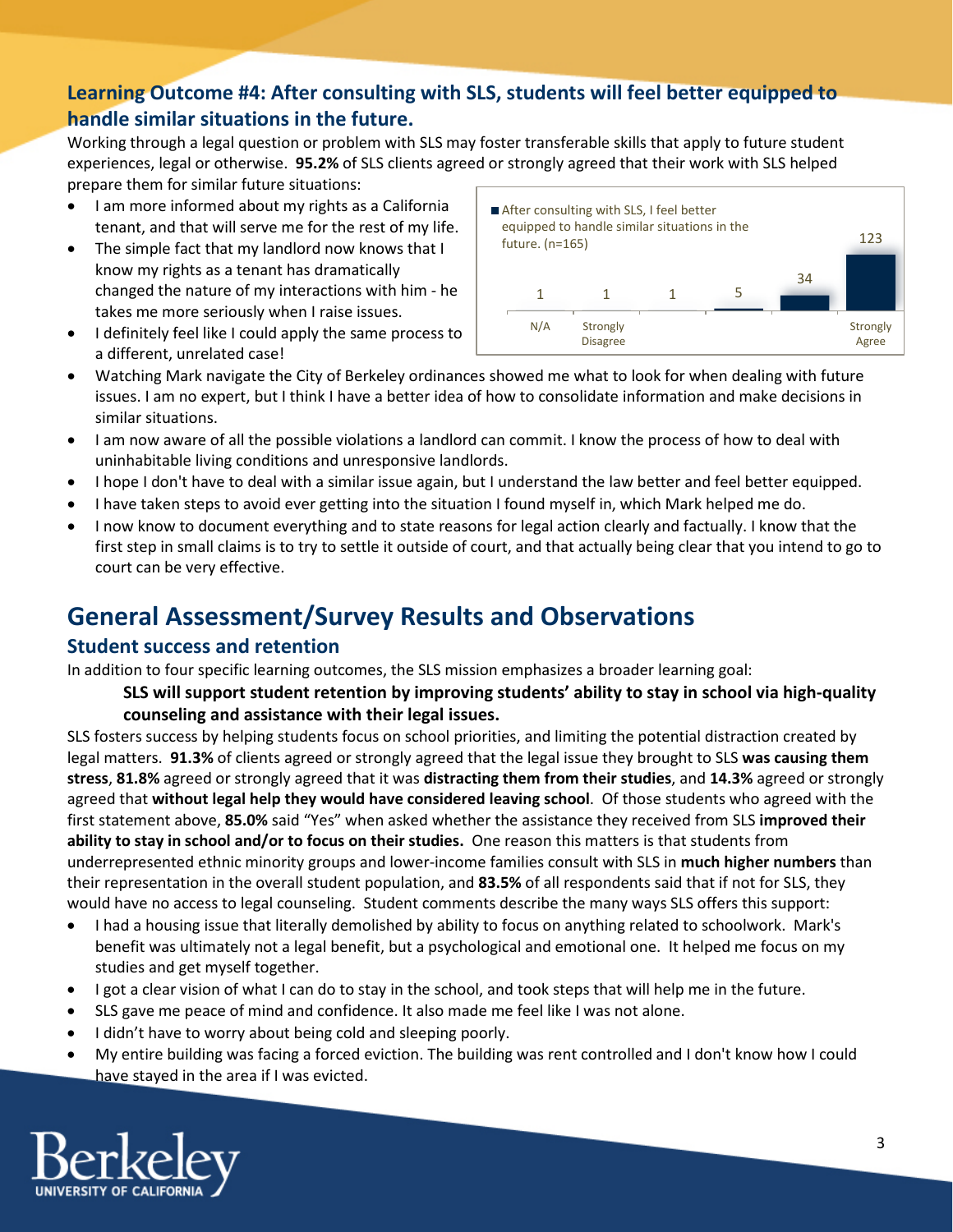### Learning Outcome #4: After consulting with SLS, students will feel better equipped to handle similar situations in the future.

Working through a legal question or problem with SLS may foster transferable skills that apply to future student experiences, legal or otherwise. **95.2%** of SLS clients agreed or strongly agreed that their work with SLS helped prepare them for similar future situations:

- I am more informed about my rights as a California tenant, and that will serve me for the rest of my life.
- The simple fact that my landlord now knows that I know my rights as a tenant has dramatically changed the nature of my interactions with him - he takes me more seriously when I raise issues.
- I definitely feel like I could apply the same process to a different, unrelated case!
- Watching Mark navigate the City of Berkeley ordinances showed me what to look for when dealing with future issues. I am no expert, but I think I have a better idea of how to consolidate information and make decisions in similar situations.
- I am now aware of all the possible violations a landlord can commit. I know the process of how to deal with uninhabitable living conditions and unresponsive landlords.
- I hope I don't have to deal with a similar issue again, but I understand the law better and feel better equipped.
- I have taken steps to avoid ever getting into the situation I found myself in, which Mark helped me do.
- I now know to document everything and to state reasons for legal action clearly and factually. I know that the first step in small claims is to try to settle it outside of court, and that actually being clear that you intend to go to court can be very effective.

After consulting with SLS, I feel better equipped to handle similar situations in the future. (n=165)

| N/A | Strongly Disagree | | | | Strongly Agree |
|---|---|---|---|---|---|
| 1 | 1 | 1 | 5 | 34 | 123 |

## General Assessment/Survey Results and Observations

### Student success and retention

In addition to four specific learning outcomes, the SLS mission emphasizes a broader learning goal:

> **SLS will support student retention by improving students' ability to stay in school via high-quality counseling and assistance with their legal issues.**

SLS fosters success by helping students focus on school priorities, and limiting the potential distraction created by legal matters. **91.3%** of clients agreed or strongly agreed that the legal issue they brought to SLS **was causing them stress**, **81.8%** agreed or strongly agreed that it was **distracting them from their studies**, and **14.3%** agreed or strongly agreed that **without legal help they would have considered leaving school**. Of those students who agreed with the first statement above, **85.0%** said "Yes" when asked whether the assistance they received from SLS **improved their ability to stay in school and/or to focus on their studies.** One reason this matters is that students from underrepresented ethnic minority groups and lower-income families consult with SLS in **much higher numbers** than their representation in the overall student population, and **83.5%** of all respondents said that if not for SLS, they would have no access to legal counseling. Student comments describe the many ways SLS offers this support:

- I had a housing issue that literally demolished by ability to focus on anything related to schoolwork. Mark's benefit was ultimately not a legal benefit, but a psychological and emotional one. It helped me focus on my studies and get myself together.
- I got a clear vision of what I can do to stay in the school, and took steps that will help me in the future.
- SLS gave me peace of mind and confidence. It also made me feel like I was not alone.
- I didn't have to worry about being cold and sleeping poorly.
- My entire building was facing a forced eviction. The building was rent controlled and I don't know how I could have stayed in the area if I was evicted.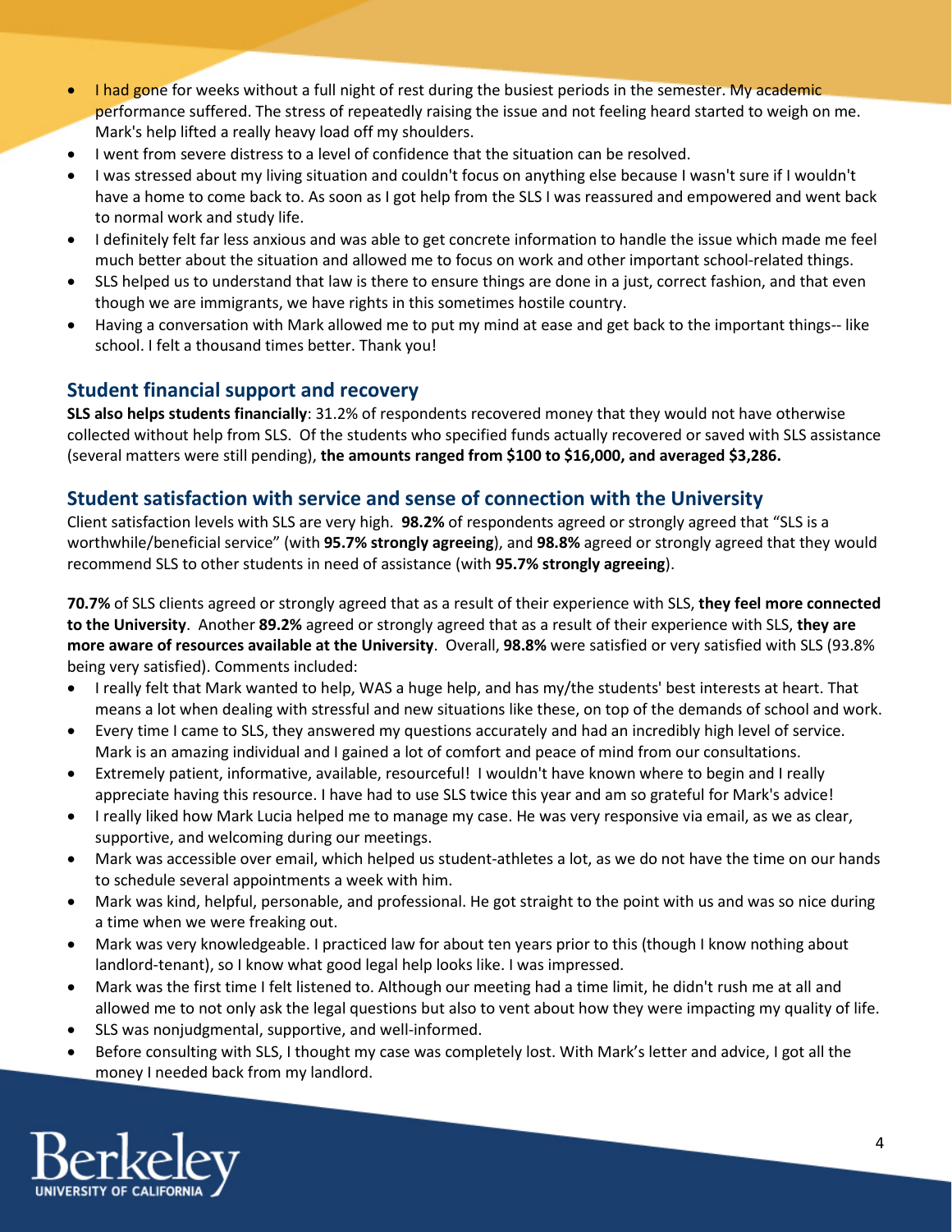- I had gone for weeks without a full night of rest during the busiest periods in the semester. My academic performance suffered. The stress of repeatedly raising the issue and not feeling heard started to weigh on me. Mark's help lifted a really heavy load off my shoulders.
- I went from severe distress to a level of confidence that the situation can be resolved.
- I was stressed about my living situation and couldn't focus on anything else because I wasn't sure if I wouldn't have a home to come back to. As soon as I got help from the SLS I was reassured and empowered and went back to normal work and study life.
- I definitely felt far less anxious and was able to get concrete information to handle the issue which made me feel much better about the situation and allowed me to focus on work and other important school-related things.
- SLS helped us to understand that law is there to ensure things are done in a just, correct fashion, and that even though we are immigrants, we have rights in this sometimes hostile country.
- Having a conversation with Mark allowed me to put my mind at ease and get back to the important things-- like school. I felt a thousand times better. Thank you!

## Student financial support and recovery

**SLS also helps students financially**: 31.2% of respondents recovered money that they would not have otherwise collected without help from SLS. Of the students who specified funds actually recovered or saved with SLS assistance (several matters were still pending), **the amounts ranged from $100 to $16,000, and averaged $3,286.**

## Student satisfaction with service and sense of connection with the University

Client satisfaction levels with SLS are very high. **98.2%** of respondents agreed or strongly agreed that "SLS is a worthwhile/beneficial service" (with **95.7% strongly agreeing**), and **98.8%** agreed or strongly agreed that they would recommend SLS to other students in need of assistance (with **95.7% strongly agreeing**).

**70.7%** of SLS clients agreed or strongly agreed that as a result of their experience with SLS, **they feel more connected to the University**. Another **89.2%** agreed or strongly agreed that as a result of their experience with SLS, **they are more aware of resources available at the University**. Overall, **98.8%** were satisfied or very satisfied with SLS (93.8% being very satisfied). Comments included:

- I really felt that Mark wanted to help, WAS a huge help, and has my/the students' best interests at heart. That means a lot when dealing with stressful and new situations like these, on top of the demands of school and work.
- Every time I came to SLS, they answered my questions accurately and had an incredibly high level of service. Mark is an amazing individual and I gained a lot of comfort and peace of mind from our consultations.
- Extremely patient, informative, available, resourceful! I wouldn't have known where to begin and I really appreciate having this resource. I have had to use SLS twice this year and am so grateful for Mark's advice!
- I really liked how Mark Lucia helped me to manage my case. He was very responsive via email, as we as clear, supportive, and welcoming during our meetings.
- Mark was accessible over email, which helped us student-athletes a lot, as we do not have the time on our hands to schedule several appointments a week with him.
- Mark was kind, helpful, personable, and professional. He got straight to the point with us and was so nice during a time when we were freaking out.
- Mark was very knowledgeable. I practiced law for about ten years prior to this (though I know nothing about landlord-tenant), so I know what good legal help looks like. I was impressed.
- Mark was the first time I felt listened to. Although our meeting had a time limit, he didn't rush me at all and allowed me to not only ask the legal questions but also to vent about how they were impacting my quality of life.
- SLS was nonjudgmental, supportive, and well-informed.
- Before consulting with SLS, I thought my case was completely lost. With Mark's letter and advice, I got all the money I needed back from my landlord.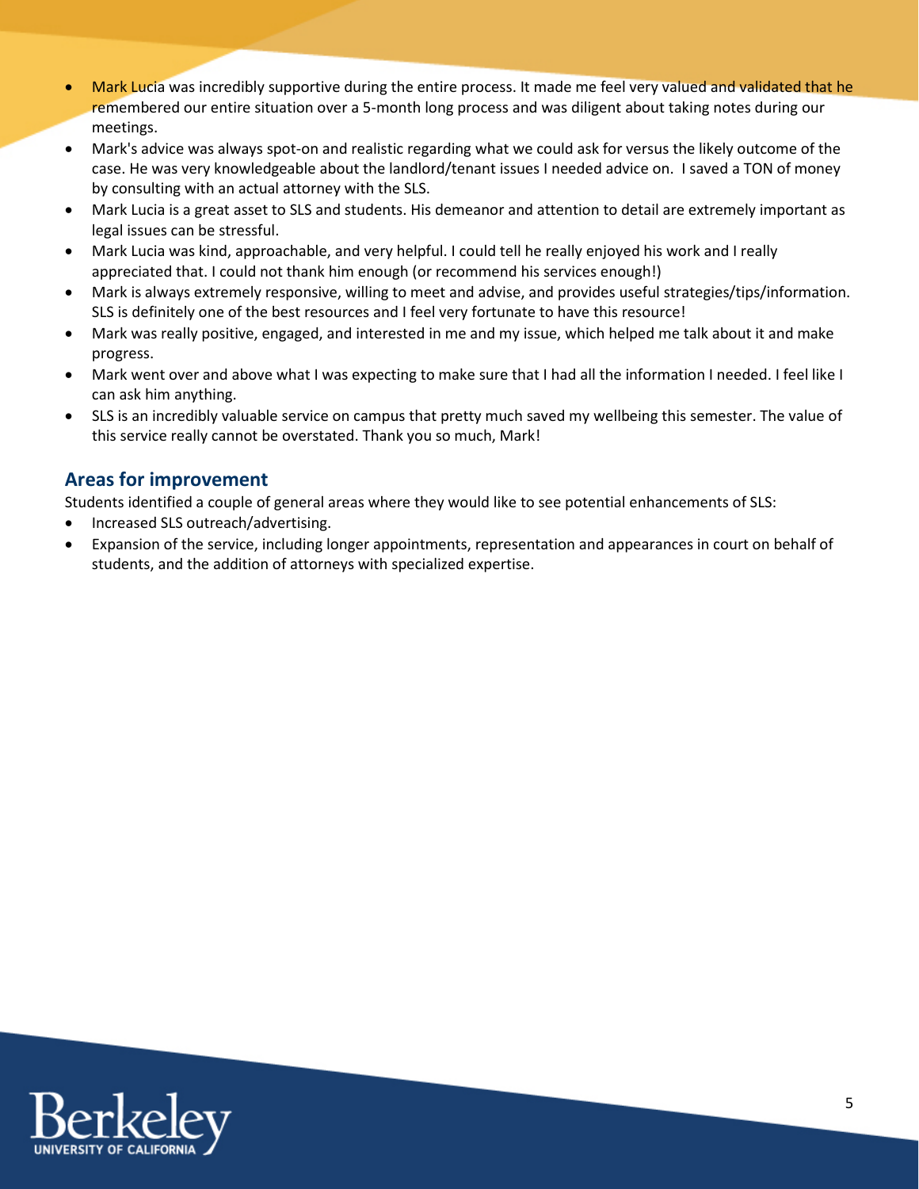- Mark Lucia was incredibly supportive during the entire process. It made me feel very valued and validated that he remembered our entire situation over a 5-month long process and was diligent about taking notes during our meetings.
- Mark's advice was always spot-on and realistic regarding what we could ask for versus the likely outcome of the case. He was very knowledgeable about the landlord/tenant issues I needed advice on. I saved a TON of money by consulting with an actual attorney with the SLS.
- Mark Lucia is a great asset to SLS and students. His demeanor and attention to detail are extremely important as legal issues can be stressful.
- Mark Lucia was kind, approachable, and very helpful. I could tell he really enjoyed his work and I really appreciated that. I could not thank him enough (or recommend his services enough!)
- Mark is always extremely responsive, willing to meet and advise, and provides useful strategies/tips/information. SLS is definitely one of the best resources and I feel very fortunate to have this resource!
- Mark was really positive, engaged, and interested in me and my issue, which helped me talk about it and make progress.
- Mark went over and above what I was expecting to make sure that I had all the information I needed. I feel like I can ask him anything.
- SLS is an incredibly valuable service on campus that pretty much saved my wellbeing this semester. The value of this service really cannot be overstated. Thank you so much, Mark!

## Areas for improvement

Students identified a couple of general areas where they would like to see potential enhancements of SLS:

- Increased SLS outreach/advertising.
- Expansion of the service, including longer appointments, representation and appearances in court on behalf of students, and the addition of attorneys with specialized expertise.